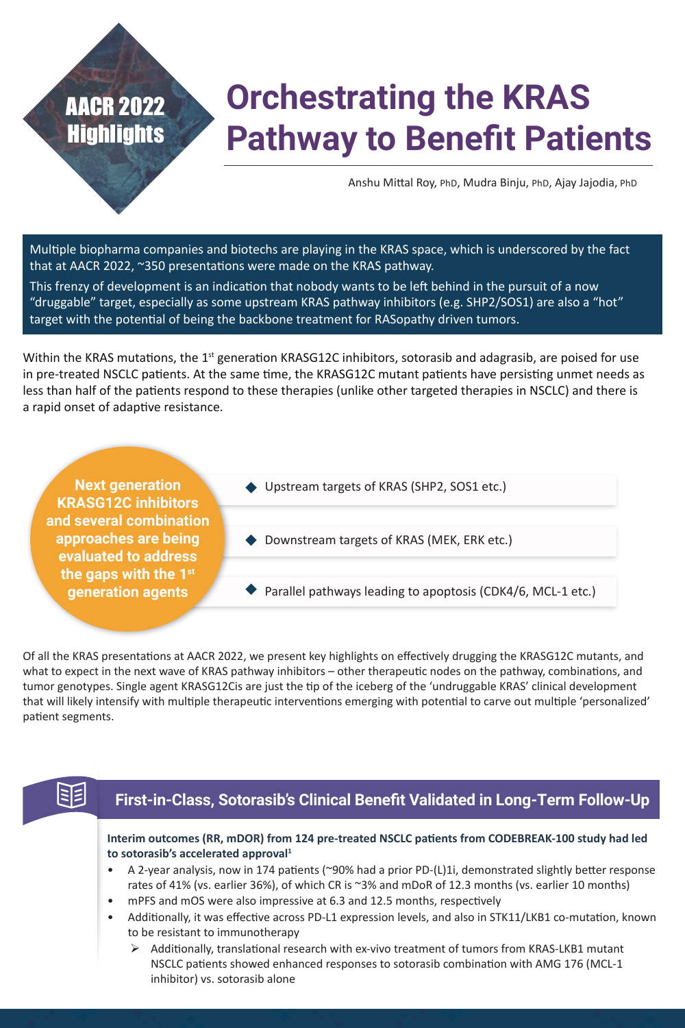AACR 2022 Highlights

# Orchestrating the KRAS Pathway to Benefit Patients

Anshu Mittal Roy, PhD, Mudra Binju, PhD, Ajay Jajodia, PhD

Multiple biopharma companies and biotechs are playing in the KRAS space, which is underscored by the fact that at AACR 2022, ~350 presentations were made on the KRAS pathway.

This frenzy of development is an indication that nobody wants to be left behind in the pursuit of a now "druggable" target, especially as some upstream KRAS pathway inhibitors (e.g. SHP2/SOS1) are also a "hot" target with the potential of being the backbone treatment for RASopathy driven tumors.

Within the KRAS mutations, the 1st generation KRASG12C inhibitors, sotorasib and adagrasib, are poised for use in pre-treated NSCLC patients. At the same time, the KRASG12C mutant patients have persisting unmet needs as less than half of the patients respond to these therapies (unlike other targeted therapies in NSCLC) and there is a rapid onset of adaptive resistance.

**Next generation KRASG12C inhibitors and several combination approaches are being evaluated to address the gaps with the 1st generation agents**

- Upstream targets of KRAS (SHP2, SOS1 etc.)
- Downstream targets of KRAS (MEK, ERK etc.)
- Parallel pathways leading to apoptosis (CDK4/6, MCL-1 etc.)

Of all the KRAS presentations at AACR 2022, we present key highlights on effectively drugging the KRASG12C mutants, and what to expect in the next wave of KRAS pathway inhibitors – other therapeutic nodes on the pathway, combinations, and tumor genotypes. Single agent KRASG12Cis are just the tip of the iceberg of the 'undruggable KRAS' clinical development that will likely intensify with multiple therapeutic interventions emerging with potential to carve out multiple 'personalized' patient segments.

## First-in-Class, Sotorasib's Clinical Benefit Validated in Long-Term Follow-Up

**Interim outcomes (RR, mDOR) from 124 pre-treated NSCLC patients from CODEBREAK-100 study had led to sotorasib's accelerated approval[1]**

- A 2-year analysis, now in 174 patients (~90% had a prior PD-(L)1i, demonstrated slightly better response rates of 41% (vs. earlier 36%), of which CR is ~3% and mDoR of 12.3 months (vs. earlier 10 months)
- mPFS and mOS were also impressive at 6.3 and 12.5 months, respectively
- Additionally, it was effective across PD-L1 expression levels, and also in STK11/LKB1 co-mutation, known to be resistant to immunotherapy
  - Additionally, translational research with ex-vivo treatment of tumors from KRAS-LKB1 mutant NSCLC patients showed enhanced responses to sotorasib combination with AMG 176 (MCL-1 inhibitor) vs. sotorasib alone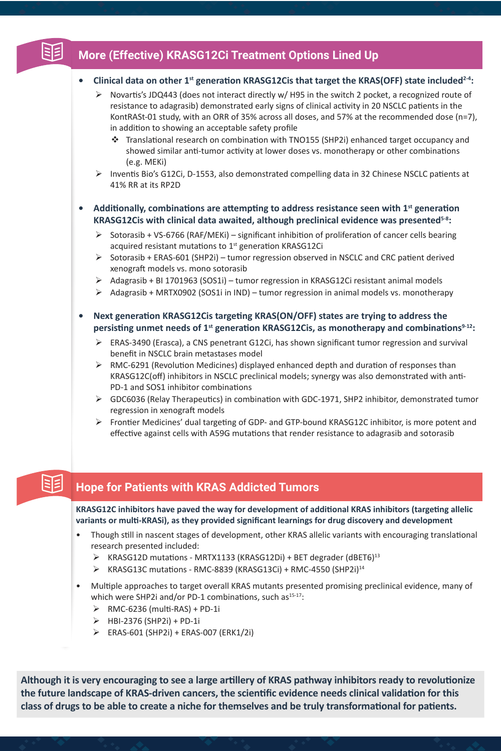## More (Effective) KRASG12Ci Treatment Options Lined Up

- **Clinical data on other 1st generation KRASG12Cis that target the KRAS(OFF) state included[2-4]:**
  - Novartis's JDQ443 (does not interact directly w/ H95 in the switch 2 pocket, a recognized route of resistance to adagrasib) demonstrated early signs of clinical activity in 20 NSCLC patients in the KontRASt-01 study, with an ORR of 35% across all doses, and 57% at the recommended dose (n=7), in addition to showing an acceptable safety profile
    - Translational research on combination with TNO155 (SHP2i) enhanced target occupancy and showed similar anti-tumor activity at lower doses vs. monotherapy or other combinations (e.g. MEKi)
  - Inventis Bio's G12Ci, D-1553, also demonstrated compelling data in 32 Chinese NSCLC patients at 41% RR at its RP2D

- **Additionally, combinations are attempting to address resistance seen with 1st generation KRASG12Cis with clinical data awaited, although preclinical evidence was presented[5-8]:**
  - Sotorasib + VS-6766 (RAF/MEKi) – significant inhibition of proliferation of cancer cells bearing acquired resistant mutations to 1st generation KRASG12Ci
  - Sotorasib + ERAS-601 (SHP2i) – tumor regression observed in NSCLC and CRC patient derived xenograft models vs. mono sotorasib
  - Adagrasib + BI 1701963 (SOS1i) – tumor regression in KRASG12Ci resistant animal models
  - Adagrasib + MRTX0902 (SOS1i in IND) – tumor regression in animal models vs. monotherapy

- **Next generation KRASG12Cis targeting KRAS(ON/OFF) states are trying to address the persisting unmet needs of 1st generation KRASG12Cis, as monotherapy and combinations[9-12]:**
  - ERAS-3490 (Erasca), a CNS penetrant G12Ci, has shown significant tumor regression and survival benefit in NSCLC brain metastases model
  - RMC-6291 (Revolution Medicines) displayed enhanced depth and duration of responses than KRASG12C(off) inhibitors in NSCLC preclinical models; synergy was also demonstrated with anti-PD-1 and SOS1 inhibitor combinations
  - GDC6036 (Relay Therapeutics) in combination with GDC-1971, SHP2 inhibitor, demonstrated tumor regression in xenograft models
  - Frontier Medicines' dual targeting of GDP- and GTP-bound KRASG12C inhibitor, is more potent and effective against cells with A59G mutations that render resistance to adagrasib and sotorasib

## Hope for Patients with KRAS Addicted Tumors

**KRASG12C inhibitors have paved the way for development of additional KRAS inhibitors (targeting allelic variants or multi-KRASi), as they provided significant learnings for drug discovery and development**

- Though still in nascent stages of development, other KRAS allelic variants with encouraging translational research presented included:
  - KRASG12D mutations - MRTX1133 (KRASG12Di) + BET degrader (dBET6)[13]
  - KRASG13C mutations - RMC-8839 (KRASG13Ci) + RMC-4550 (SHP2i)[14]
- Multiple approaches to target overall KRAS mutants presented promising preclinical evidence, many of which were SHP2i and/or PD-1 combinations, such as[15-17]:
  - RMC-6236 (multi-RAS) + PD-1i
  - HBI-2376 (SHP2i) + PD-1i
  - ERAS-601 (SHP2i) + ERAS-007 (ERK1/2i)

**Although it is very encouraging to see a large artillery of KRAS pathway inhibitors ready to revolutionize the future landscape of KRAS-driven cancers, the scientific evidence needs clinical validation for this class of drugs to be able to create a niche for themselves and be truly transformational for patients.**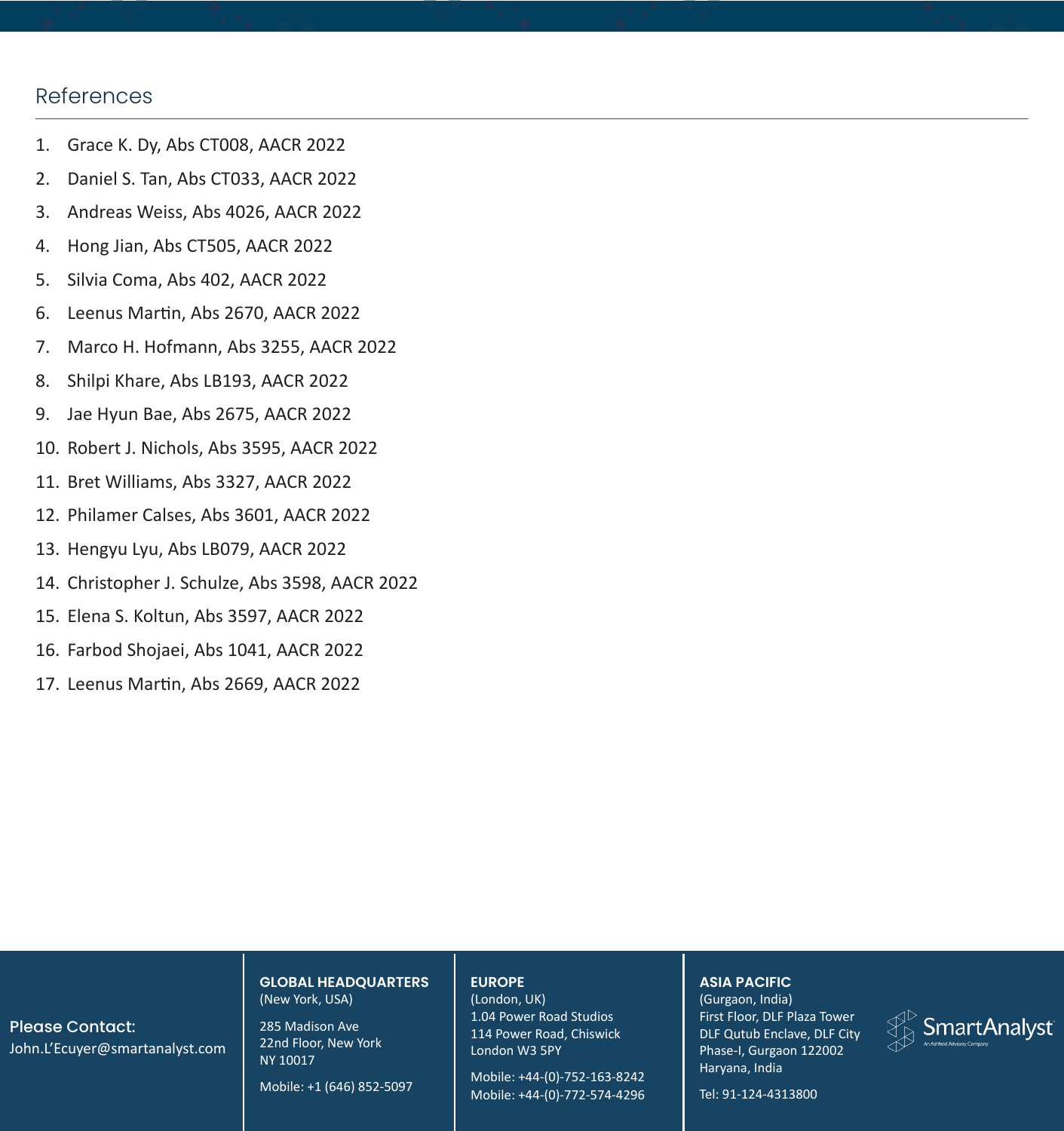## References

1. Grace K. Dy, Abs CT008, AACR 2022
2. Daniel S. Tan, Abs CT033, AACR 2022
3. Andreas Weiss, Abs 4026, AACR 2022
4. Hong Jian, Abs CT505, AACR 2022
5. Silvia Coma, Abs 402, AACR 2022
6. Leenus Martin, Abs 2670, AACR 2022
7. Marco H. Hofmann, Abs 3255, AACR 2022
8. Shilpi Khare, Abs LB193, AACR 2022
9. Jae Hyun Bae, Abs 2675, AACR 2022
10. Robert J. Nichols, Abs 3595, AACR 2022
11. Bret Williams, Abs 3327, AACR 2022
12. Philamer Calses, Abs 3601, AACR 2022
13. Hengyu Lyu, Abs LB079, AACR 2022
14. Christopher J. Schulze, Abs 3598, AACR 2022
15. Elena S. Koltun, Abs 3597, AACR 2022
16. Farbod Shojaei, Abs 1041, AACR 2022
17. Leenus Martin, Abs 2669, AACR 2022

**Please Contact:**
John.L'Ecuyer@smartanalyst.com

**GLOBAL HEADQUARTERS**
(New York, USA)

285 Madison Ave
22nd Floor, New York
NY 10017

Mobile: +1 (646) 852-5097

**EUROPE**
(London, UK)
1.04 Power Road Studios
114 Power Road, Chiswick
London W3 5PY

Mobile: +44-(0)-752-163-8242
Mobile: +44-(0)-772-574-4296

**ASIA PACIFIC**
(Gurgaon, India)
First Floor, DLF Plaza Tower
DLF Qutub Enclave, DLF City
Phase-I, Gurgaon 122002
Haryana, India

Tel: 91-124-4313800

SmartAnalyst
An Ashfield Advisory Company